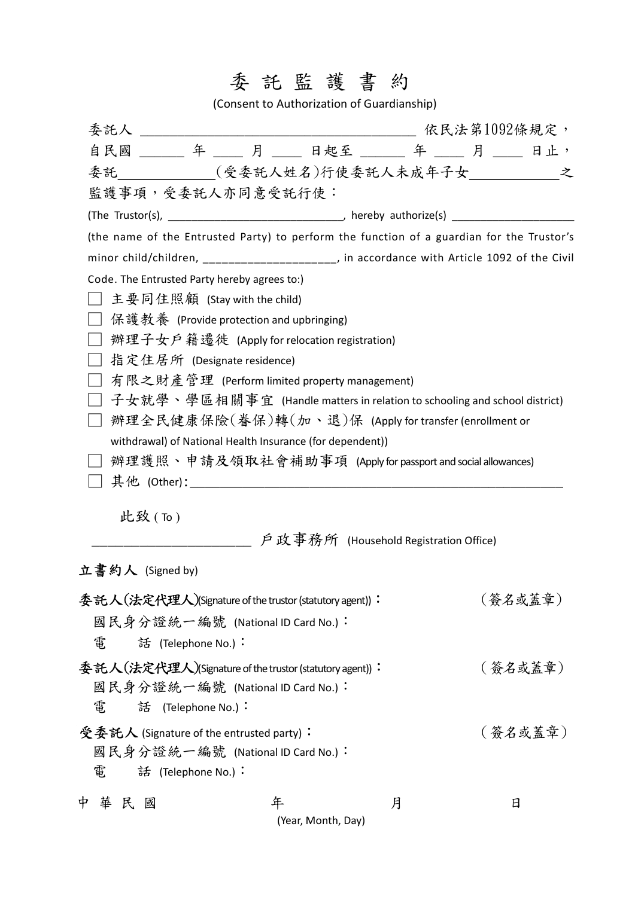# 委託監護書約

(Consent to Authorization of Guardianship)

委託人 ________________________________________ 依民法第1092條規定，自民國 ______ 年 ____ 月 ____ 日起至 ______ 年 ____ 月 ____ 日止，委託____________(受委託人姓名)行使委託人未成年子女____________之監護事項，受委託人亦同意受託行使：

(The Trustor(s), ____________________________, hereby authorize(s) ____________________ (the name of the Entrusted Party) to perform the function of a guardian for the Trustor's minor child/children, _____________________, in accordance with Article 1092 of the Civil Code. The Entrusted Party hereby agrees to:)

- ☐ 主要同住照顧 (Stay with the child)
- ☐ 保護教養 (Provide protection and upbringing)
- ☐ 辦理子女戶籍遷徙 (Apply for relocation registration)
- ☐ 指定住居所 (Designate residence)
- ☐ 有限之財產管理 (Perform limited property management)
- ☐ 子女就學、學區相關事宜 (Handle matters in relation to schooling and school district)
- ☐ 辦理全民健康保險(眷保)轉(加、退)保 (Apply for transfer (enrollment or withdrawal) of National Health Insurance (for dependent))
- ☐ 辦理護照、申請及領取社會補助事項 (Apply for passport and social allowances)
- ☐ 其他 (Other)：____________________________________________________________

此致 ( To )

_________________________ 戶政事務所 (Household Registration Office)

**立書約人** (Signed by)

**委託人(法定代理人)**(Signature of the trustor (statutory agent))： (簽名或蓋章)

國民身分證統一編號 (National ID Card No.)：

電　話 (Telephone No.)：

**委託人(法定代理人)**(Signature of the trustor (statutory agent))： (簽名或蓋章)

國民身分證統一編號 (National ID Card No.)：

電　話 (Telephone No.)：

**受委託人** (Signature of the entrusted party)： (簽名或蓋章)

國民身分證統一編號 (National ID Card No.)：

電　話 (Telephone No.)：

中 華 民 國　　　　年　　　　月　　　　日

(Year, Month, Day)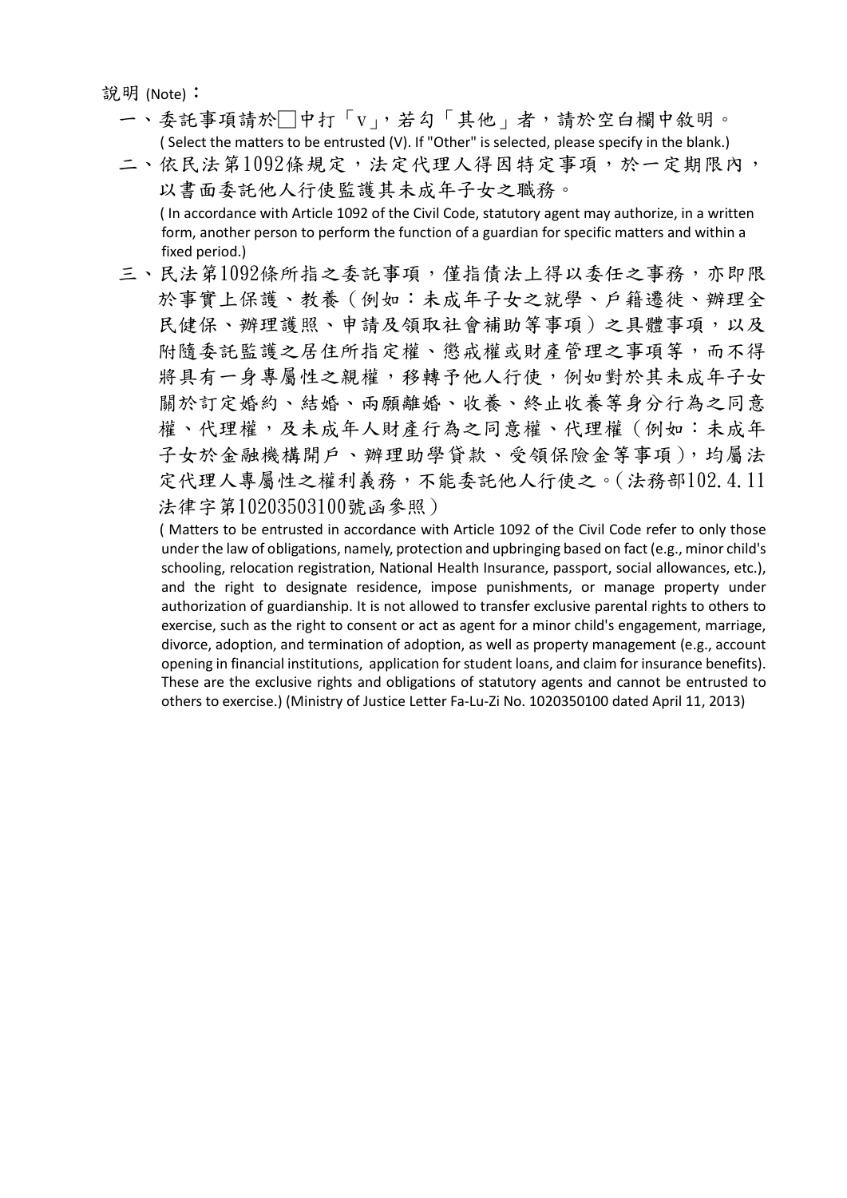說明 (Note)：

一、委託事項請於□中打「V」，若勾「其他」者，請於空白欄中敘明。
( Select the matters to be entrusted (V). If "Other" is selected, please specify in the blank.)

二、依民法第1092條規定，法定代理人得因特定事項，於一定期限內，以書面委託他人行使監護其未成年子女之職務。
( In accordance with Article 1092 of the Civil Code, statutory agent may authorize, in a written form, another person to perform the function of a guardian for specific matters and within a fixed period.)

三、民法第1092條所指之委託事項，僅指債法上得以委任之事務，亦即限於事實上保護、教養（例如：未成年子女之就學、戶籍遷徙、辦理全民健保、辦理護照、申請及領取社會補助等事項）之具體事項，以及附隨委託監護之居住所指定權、懲戒權或財產管理之事項等，而不得將具有一身專屬性之親權，移轉予他人行使，例如對於其未成年子女關於訂定婚約、結婚、兩願離婚、收養、終止收養等身分行為之同意權、代理權，及未成年人財產行為之同意權、代理權（例如：未成年子女於金融機構開戶、辦理助學貸款、受領保險金等事項），均屬法定代理人專屬性之權利義務，不能委託他人行使之。（法務部102.4.11法律字第10203503100號函參照）
( Matters to be entrusted in accordance with Article 1092 of the Civil Code refer to only those under the law of obligations, namely, protection and upbringing based on fact (e.g., minor child's schooling, relocation registration, National Health Insurance, passport, social allowances, etc.), and the right to designate residence, impose punishments, or manage property under authorization of guardianship. It is not allowed to transfer exclusive parental rights to others to exercise, such as the right to consent or act as agent for a minor child's engagement, marriage, divorce, adoption, and termination of adoption, as well as property management (e.g., account opening in financial institutions, application for student loans, and claim for insurance benefits). These are the exclusive rights and obligations of statutory agents and cannot be entrusted to others to exercise.) (Ministry of Justice Letter Fa-Lu-Zi No. 1020350100 dated April 11, 2013)